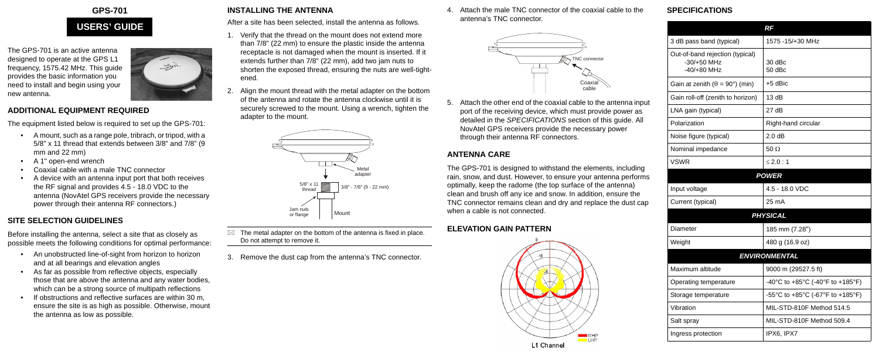# GPS-701

## USERS' GUIDE

The GPS-701 is an active antenna designed to operate at the GPS L1 frequency, 1575.42 MHz. This guide provides the basic information you need to install and begin using your new antenna.

## ADDITIONAL EQUIPMENT REQUIRED

The equipment listed below is required to set up the GPS-701:

- A mount, such as a range pole, tribrach, or tripod, with a 5/8" x 11 thread that extends between 3/8" and 7/8" (9 mm and 22 mm)
- A 1" open-end wrench
- Coaxial cable with a male TNC connector
- A device with an antenna input port that both receives the RF signal and provides 4.5 - 18.0 VDC to the antenna (NovAtel GPS receivers provide the necessary power through their antenna RF connectors.)

## SITE SELECTION GUIDELINES

Before installing the antenna, select a site that as closely as possible meets the following conditions for optimal performance:

- An unobstructed line-of-sight from horizon to horizon and at all bearings and elevation angles
- As far as possible from reflective objects, especially those that are above the antenna and any water bodies, which can be a strong source of multipath reflections
- If obstructions and reflective surfaces are within 30 m, ensure the site is as high as possible. Otherwise, mount the antenna as low as possible.

## INSTALLING THE ANTENNA

After a site has been selected, install the antenna as follows.

1. Verify that the thread on the mount does not extend more than 7/8" (22 mm) to ensure the plastic inside the antenna receptacle is not damaged when the mount is inserted. If it extends further than 7/8" (22 mm), add two jam nuts to shorten the exposed thread, ensuring the nuts are well-tightened.
2. Align the mount thread with the metal adapter on the bottom of the antenna and rotate the antenna clockwise until it is securely screwed to the mount. Using a wrench, tighten the adapter to the mount.

Metal adapter — 5/8" x 11 thread — 3/8" - 7/8" (9 - 22 mm) — Jam nuts or flange — Mount

⌧ The metal adapter on the bottom of the antenna is fixed in place. Do not attempt to remove it.

3. Remove the dust cap from the antenna's TNC connector.
4. Attach the male TNC connector of the coaxial cable to the antenna's TNC connector.

TNC connector — Coaxial cable

5. Attach the other end of the coaxial cable to the antenna input port of the receiving device, which must provide power as detailed in the *SPECIFICATIONS* section of this guide. All NovAtel GPS receivers provide the necessary power through their antenna RF connectors.

## ANTENNA CARE

The GPS-701 is designed to withstand the elements, including rain, snow, and dust. However, to ensure your antenna performs optimally, keep the radome (the top surface of the antenna) clean and brush off any ice and snow. In addition, ensure the TNC connector remains clean and dry and replace the dust cap when a cable is not connected.

## ELEVATION GAIN PATTERN

RHP — LHP

L1 Channel

## SPECIFICATIONS

| *RF* | |
|---|---|
| 3 dB pass band (typical) | 1575 -15/+30 MHz |
| Out-of-band rejection (typical)<br>-30/+50 MHz<br>-40/+80 MHz | <br>30 dBc<br>50 dBc |
| Gain at zenith ($\theta$ = 90°) (min) | +5 dBic |
| Gain roll-off (zenith to horizon) | 13 dB |
| LNA gain (typical) | 27 dB |
| Polarization | Right-hand circular |
| Noise figure (typical) | 2.0 dB |
| Nominal impedance | 50 $\Omega$ |
| VSWR | $\leq$ 2.0 : 1 |
| ***POWER*** | |
| Input voltage | 4.5 - 18.0 VDC |
| Current (typical) | 25 mA |
| ***PHYSICAL*** | |
| Diameter | 185 mm (7.28") |
| Weight | 480 g (16.9 oz) |
| ***ENVIRONMENTAL*** | |
| Maximum altitude | 9000 m (29527.5 ft) |
| Operating temperature | -40°C to +85°C (-40°F to +185°F) |
| Storage temperature | -55°C to +85°C (-67°F to +185°F) |
| Vibration | MIL-STD-810F Method 514.5 |
| Salt spray | MIL-STD-810F Method 509.4 |
| Ingress protection | IPX6, IPX7 |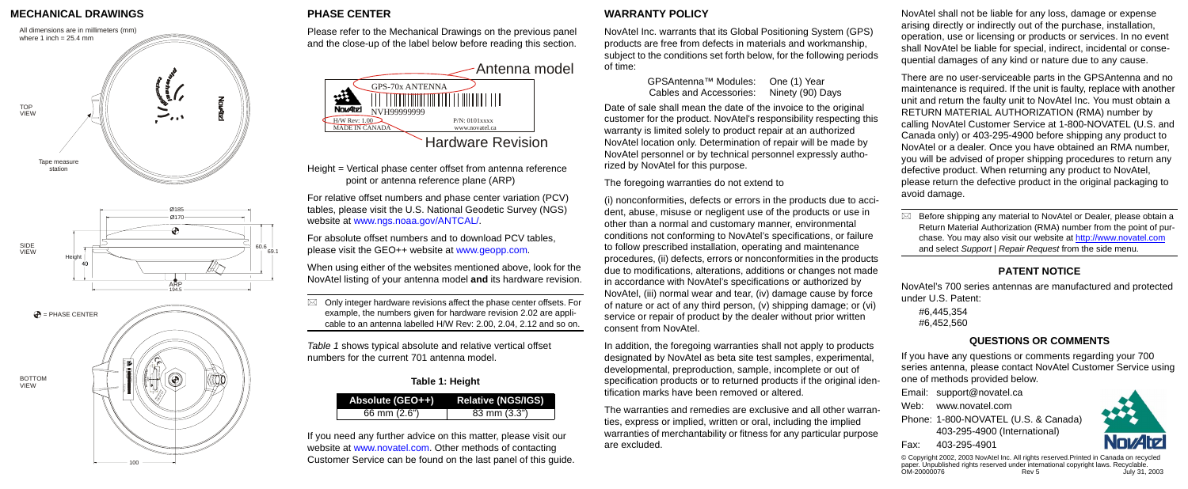## MECHANICAL DRAWINGS

All dimensions are in millimeters (mm) where 1 inch = 25.4 mm

TOP VIEW

Tape measure station

SIDE VIEW

Height

40

Ø185

Ø170

60.6

69.1

ARP

194.5

= PHASE CENTER

BOTTOM VIEW

100

## PHASE CENTER

Please refer to the Mechanical Drawings on the previous panel and the close-up of the label below before reading this section.

Antenna model

GPS-70x ANTENNA

NVH99999999

H/W Rev: 1.00

MADE IN CANADA

P/N: 0101xxxx

www.novatel.ca

Hardware Revision

Height = Vertical phase center offset from antenna reference point or antenna reference plane (ARP)

For relative offset numbers and phase center variation (PCV) tables, please visit the U.S. National Geodetic Survey (NGS) website at www.ngs.noaa.gov/ANTCAL/.

For absolute offset numbers and to download PCV tables, please visit the GEO++ website at www.geopp.com.

When using either of the websites mentioned above, look for the NovAtel listing of your antenna model **and** its hardware revision.

Only integer hardware revisions affect the phase center offsets. For example, the numbers given for hardware revision 2.02 are applicable to an antenna labelled H/W Rev: 2.00, 2.04, 2.12 and so on.

*Table 1* shows typical absolute and relative vertical offset numbers for the current 701 antenna model.

**Table 1: Height**

| Absolute (GEO++) | Relative (NGS/IGS) |
|---|---|
| 66 mm (2.6") | 83 mm (3.3") |

If you need any further advice on this matter, please visit our website at www.novatel.com. Other methods of contacting Customer Service can be found on the last panel of this guide.

## WARRANTY POLICY

NovAtel Inc. warrants that its Global Positioning System (GPS) products are free from defects in materials and workmanship, subject to the conditions set forth below, for the following periods of time:

| | |
|---|---|
| GPSAntenna™ Modules: | One (1) Year |
| Cables and Accessories: | Ninety (90) Days |

Date of sale shall mean the date of the invoice to the original customer for the product. NovAtel's responsibility respecting this warranty is limited solely to product repair at an authorized NovAtel location only. Determination of repair will be made by NovAtel personnel or by technical personnel expressly authorized by NovAtel for this purpose.

The foregoing warranties do not extend to

(i) nonconformities, defects or errors in the products due to accident, abuse, misuse or negligent use of the products or use in other than a normal and customary manner, environmental conditions not conforming to NovAtel's specifications, or failure to follow prescribed installation, operating and maintenance procedures, (ii) defects, errors or nonconformities in the products due to modifications, alterations, additions or changes not made in accordance with NovAtel's specifications or authorized by NovAtel, (iii) normal wear and tear, (iv) damage caused by force of nature or act of any third person, (v) shipping damage; or (vi) service or repair of product by the dealer without prior written consent from NovAtel.

In addition, the foregoing warranties shall not apply to products designated by NovAtel as beta site test samples, experimental, developmental, preproduction, sample, incomplete or out of specification products or to returned products if the original identification marks have been removed or altered.

The warranties and remedies are exclusive and all other warranties, express or implied, written or oral, including the implied warranties of merchantability or fitness for any particular purpose are excluded.

NovAtel shall not be liable for any loss, damage or expense arising directly or indirectly out of the purchase, installation, operation, use or licensing or products or services. In no event shall NovAtel be liable for special, indirect, incidental or consequential damages of any kind or nature due to any cause.

There are no user-serviceable parts in the GPSAntenna and no maintenance is required. If the unit is faulty, replace with another unit and return the faulty unit to NovAtel Inc. You must obtain a RETURN MATERIAL AUTHORIZATION (RMA) number by calling NovAtel Customer Service at 1-800-NOVATEL (U.S. and Canada only) or 403-295-4900 before shipping any product to NovAtel or a dealer. Once you have obtained an RMA number, you will be advised of proper shipping procedures to return any defective product. When returning any product to NovAtel, please return the defective product in the original packaging to avoid damage.

Before shipping any material to NovAtel or Dealer, please obtain a Return Material Authorization (RMA) number from the point of purchase. You may also visit our website at http://www.novatel.com and select *Support* | *Repair Request* from the side menu.

## PATENT NOTICE

NovAtel's 700 series antennas are manufactured and protected under U.S. Patent:

#6,445,354
#6,452,560

## QUESTIONS OR COMMENTS

If you have any questions or comments regarding your 700 series antenna, please contact NovAtel Customer Service using one of methods provided below.

Email: support@novatel.ca

Web: www.novatel.com

Phone: 1-800-NOVATEL (U.S. & Canada)
403-295-4900 (International)

Fax: 403-295-4901

© Copyright 2002, 2003 NovAtel Inc. All rights reserved.Printed in Canada on recycled paper. Unpublished rights reserved under international copyright laws. Recyclable.
OM-20000076 Rev 5 July 31, 2003